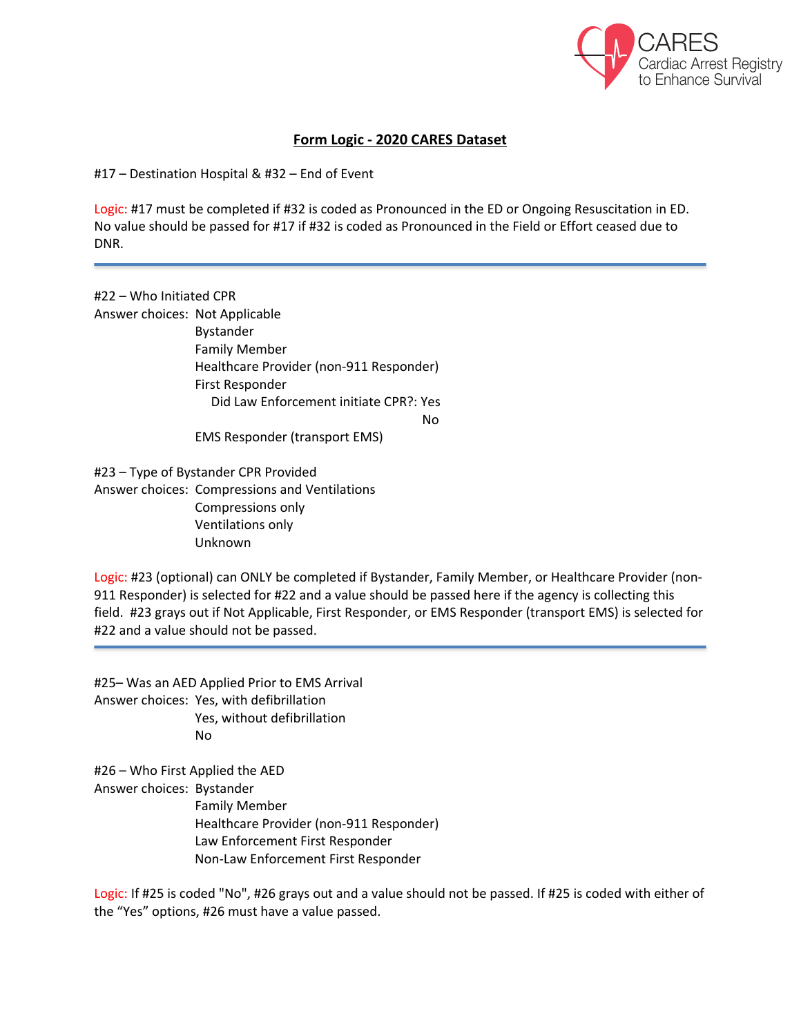# Form Logic - 2020 CARES Dataset

#17 – Destination Hospital & #32 – End of Event

Logic: #17 must be completed if #32 is coded as Pronounced in the ED or Ongoing Resuscitation in ED. No value should be passed for #17 if #32 is coded as Pronounced in the Field or Effort ceased due to DNR.

---

#22 – Who Initiated CPR

Answer choices:
- Not Applicable
- Bystander
- Family Member
- Healthcare Provider (non-911 Responder)
- First Responder
  - Did Law Enforcement initiate CPR?: Yes
  - No
- EMS Responder (transport EMS)

#23 – Type of Bystander CPR Provided

Answer choices:
- Compressions and Ventilations
- Compressions only
- Ventilations only
- Unknown

Logic: #23 (optional) can ONLY be completed if Bystander, Family Member, or Healthcare Provider (non-911 Responder) is selected for #22 and a value should be passed here if the agency is collecting this field. #23 grays out if Not Applicable, First Responder, or EMS Responder (transport EMS) is selected for #22 and a value should not be passed.

---

#25– Was an AED Applied Prior to EMS Arrival

Answer choices:
- Yes, with defibrillation
- Yes, without defibrillation
- No

#26 – Who First Applied the AED

Answer choices:
- Bystander
- Family Member
- Healthcare Provider (non-911 Responder)
- Law Enforcement First Responder
- Non-Law Enforcement First Responder

Logic: If #25 is coded "No", #26 grays out and a value should not be passed. If #25 is coded with either of the "Yes" options, #26 must have a value passed.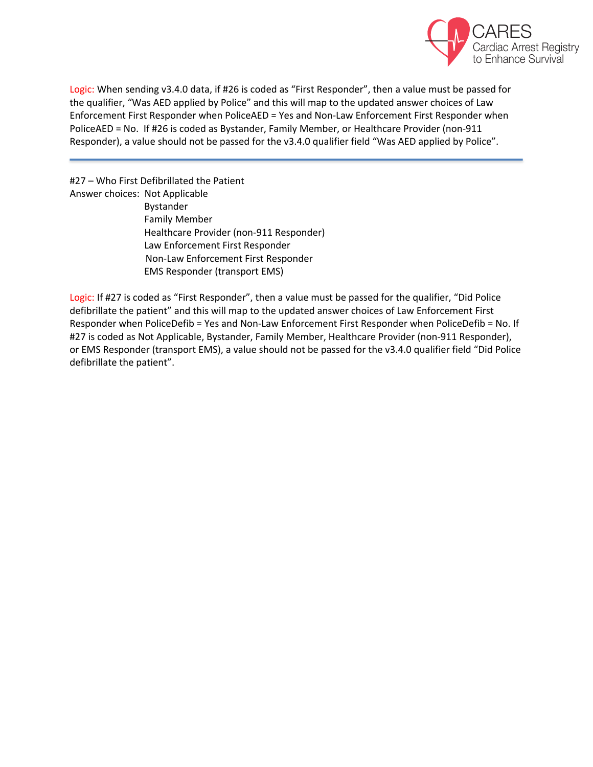Logic: When sending v3.4.0 data, if #26 is coded as "First Responder", then a value must be passed for the qualifier, "Was AED applied by Police" and this will map to the updated answer choices of Law Enforcement First Responder when PoliceAED = Yes and Non-Law Enforcement First Responder when PoliceAED = No. If #26 is coded as Bystander, Family Member, or Healthcare Provider (non-911 Responder), a value should not be passed for the v3.4.0 qualifier field "Was AED applied by Police".

---

#27 – Who First Defibrillated the Patient

Answer choices:
- Not Applicable
- Bystander
- Family Member
- Healthcare Provider (non-911 Responder)
- Law Enforcement First Responder
- Non-Law Enforcement First Responder
- EMS Responder (transport EMS)

Logic: If #27 is coded as "First Responder", then a value must be passed for the qualifier, "Did Police defibrillate the patient" and this will map to the updated answer choices of Law Enforcement First Responder when PoliceDefib = Yes and Non-Law Enforcement First Responder when PoliceDefib = No. If #27 is coded as Not Applicable, Bystander, Family Member, Healthcare Provider (non-911 Responder), or EMS Responder (transport EMS), a value should not be passed for the v3.4.0 qualifier field "Did Police defibrillate the patient".